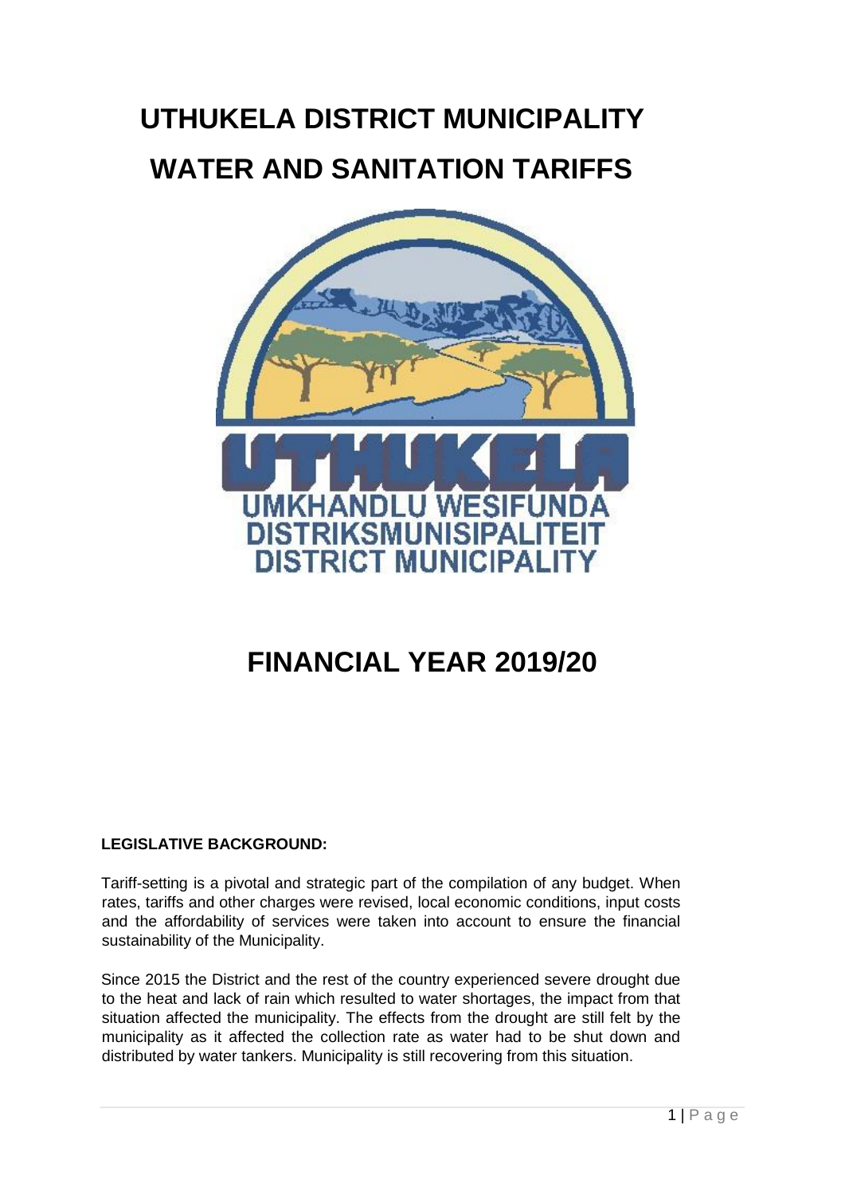# UTHUKELA DISTRICT MUNICIPALITY

# WATER AND SANITATION TARIFFS

UTHUKELA

UMKHANDLU WESIFUNDA
DISTRIKSMUNISIPALITEIT
DISTRICT MUNICIPALITY

# FINANCIAL YEAR 2019/20

**LEGISLATIVE BACKGROUND:**

Tariff-setting is a pivotal and strategic part of the compilation of any budget. When rates, tariffs and other charges were revised, local economic conditions, input costs and the affordability of services were taken into account to ensure the financial sustainability of the Municipality.

Since 2015 the District and the rest of the country experienced severe drought due to the heat and lack of rain which resulted to water shortages, the impact from that situation affected the municipality. The effects from the drought are still felt by the municipality as it affected the collection rate as water had to be shut down and distributed by water tankers. Municipality is still recovering from this situation.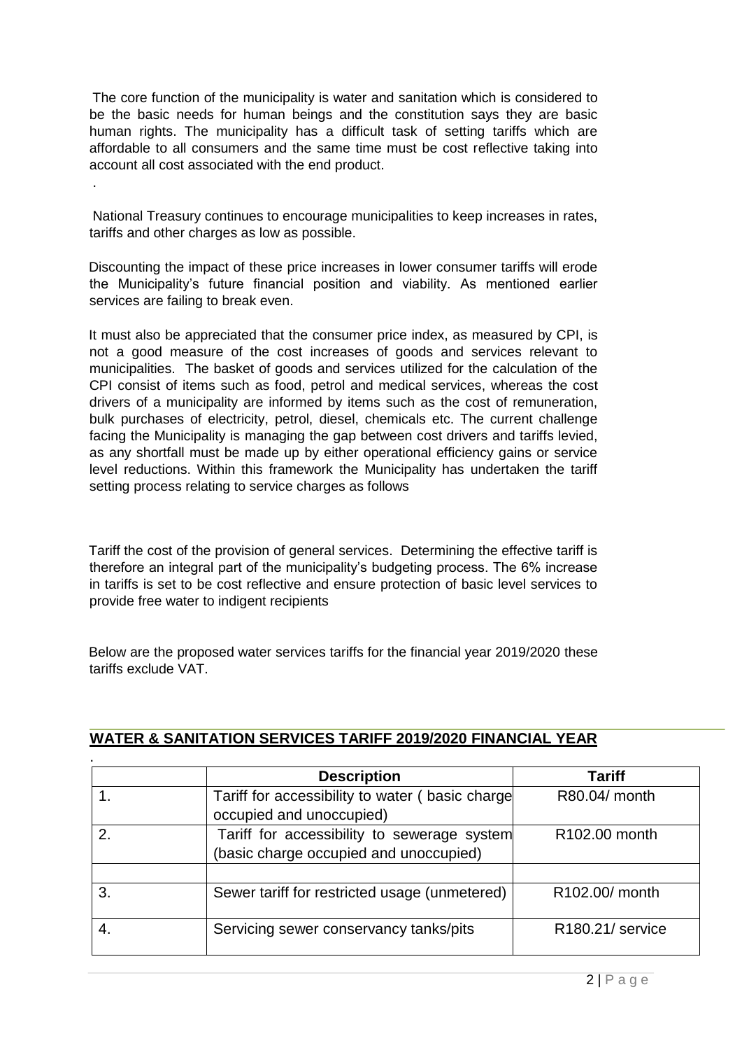The core function of the municipality is water and sanitation which is considered to be the basic needs for human beings and the constitution says they are basic human rights. The municipality has a difficult task of setting tariffs which are affordable to all consumers and the same time must be cost reflective taking into account all cost associated with the end product.

.

National Treasury continues to encourage municipalities to keep increases in rates, tariffs and other charges as low as possible.

Discounting the impact of these price increases in lower consumer tariffs will erode the Municipality's future financial position and viability. As mentioned earlier services are failing to break even.

It must also be appreciated that the consumer price index, as measured by CPI, is not a good measure of the cost increases of goods and services relevant to municipalities. The basket of goods and services utilized for the calculation of the CPI consist of items such as food, petrol and medical services, whereas the cost drivers of a municipality are informed by items such as the cost of remuneration, bulk purchases of electricity, petrol, diesel, chemicals etc. The current challenge facing the Municipality is managing the gap between cost drivers and tariffs levied, as any shortfall must be made up by either operational efficiency gains or service level reductions. Within this framework the Municipality has undertaken the tariff setting process relating to service charges as follows

Tariff the cost of the provision of general services. Determining the effective tariff is therefore an integral part of the municipality's budgeting process. The 6% increase in tariffs is set to be cost reflective and ensure protection of basic level services to provide free water to indigent recipients

Below are the proposed water services tariffs for the financial year 2019/2020 these tariffs exclude VAT.

## WATER & SANITATION SERVICES TARIFF 2019/2020 FINANCIAL YEAR

.

| | Description | Tariff |
|---|---|---|
| 1. | Tariff for accessibility to water ( basic charge occupied and unoccupied) | R80.04/ month |
| 2. | Tariff for accessibility to sewerage system (basic charge occupied and unoccupied) | R102.00 month |
| | | |
| 3. | Sewer tariff for restricted usage (unmetered) | R102.00/ month |
| 4. | Servicing sewer conservancy tanks/pits | R180.21/ service |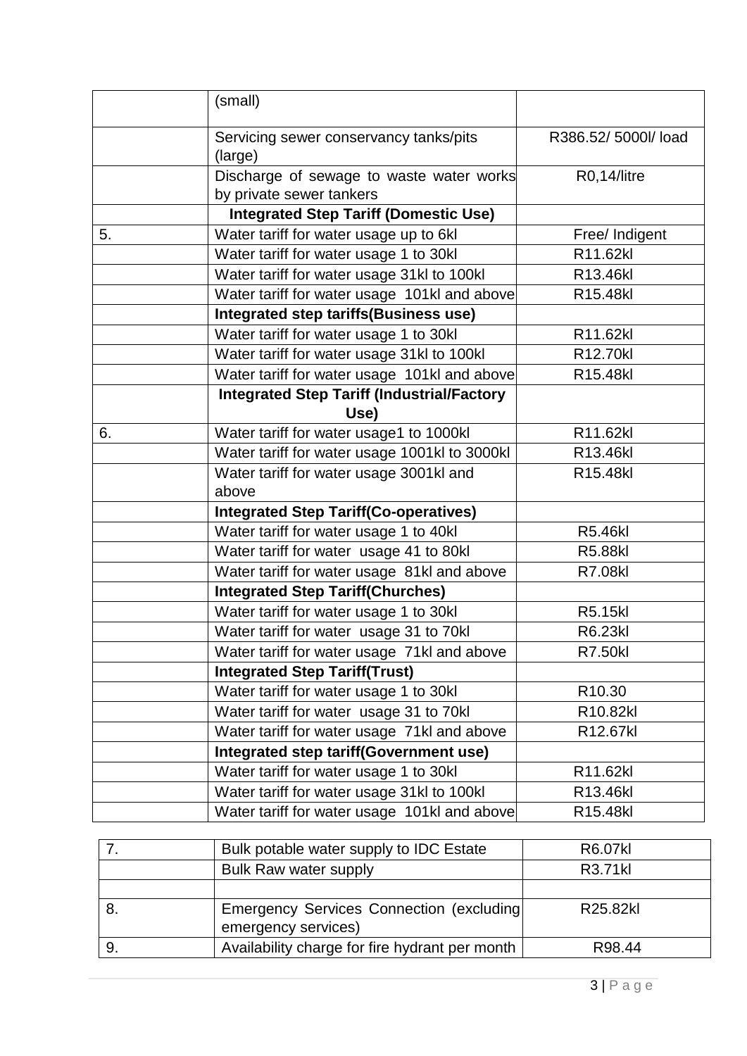| | | |
|---|---|---|
| | (small) | |
| | Servicing sewer conservancy tanks/pits (large) | R386.52/ 5000l/ load |
| | Discharge of sewage to waste water works by private sewer tankers | R0,14/litre |
| | **Integrated Step Tariff (Domestic Use)** | |
| 5. | Water tariff for water usage up to 6kl | Free/ Indigent |
| | Water tariff for water usage 1 to 30kl | R11.62kl |
| | Water tariff for water usage 31kl to 100kl | R13.46kl |
| | Water tariff for water usage 101kl and above | R15.48kl |
| | **Integrated step tariffs(Business use)** | |
| | Water tariff for water usage 1 to 30kl | R11.62kl |
| | Water tariff for water usage 31kl to 100kl | R12.70kl |
| | Water tariff for water usage 101kl and above | R15.48kl |
| | **Integrated Step Tariff (Industrial/Factory Use)** | |
| 6. | Water tariff for water usage1 to 1000kl | R11.62kl |
| | Water tariff for water usage 1001kl to 3000kl | R13.46kl |
| | Water tariff for water usage 3001kl and above | R15.48kl |
| | **Integrated Step Tariff(Co-operatives)** | |
| | Water tariff for water usage 1 to 40kl | R5.46kl |
| | Water tariff for water usage 41 to 80kl | R5.88kl |
| | Water tariff for water usage 81kl and above | R7.08kl |
| | **Integrated Step Tariff(Churches)** | |
| | Water tariff for water usage 1 to 30kl | R5.15kl |
| | Water tariff for water usage 31 to 70kl | R6.23kl |
| | Water tariff for water usage 71kl and above | R7.50kl |
| | **Integrated Step Tariff(Trust)** | |
| | Water tariff for water usage 1 to 30kl | R10.30 |
| | Water tariff for water usage 31 to 70kl | R10.82kl |
| | Water tariff for water usage 71kl and above | R12.67kl |
| | **Integrated step tariff(Government use)** | |
| | Water tariff for water usage 1 to 30kl | R11.62kl |
| | Water tariff for water usage 31kl to 100kl | R13.46kl |
| | Water tariff for water usage 101kl and above | R15.48kl |

| | | |
|---|---|---|
| 7. | Bulk potable water supply to IDC Estate | R6.07kl |
| | Bulk Raw water supply | R3.71kl |
| | | |
| 8. | Emergency Services Connection (excluding emergency services) | R25.82kl |
| 9. | Availability charge for fire hydrant per month | R98.44 |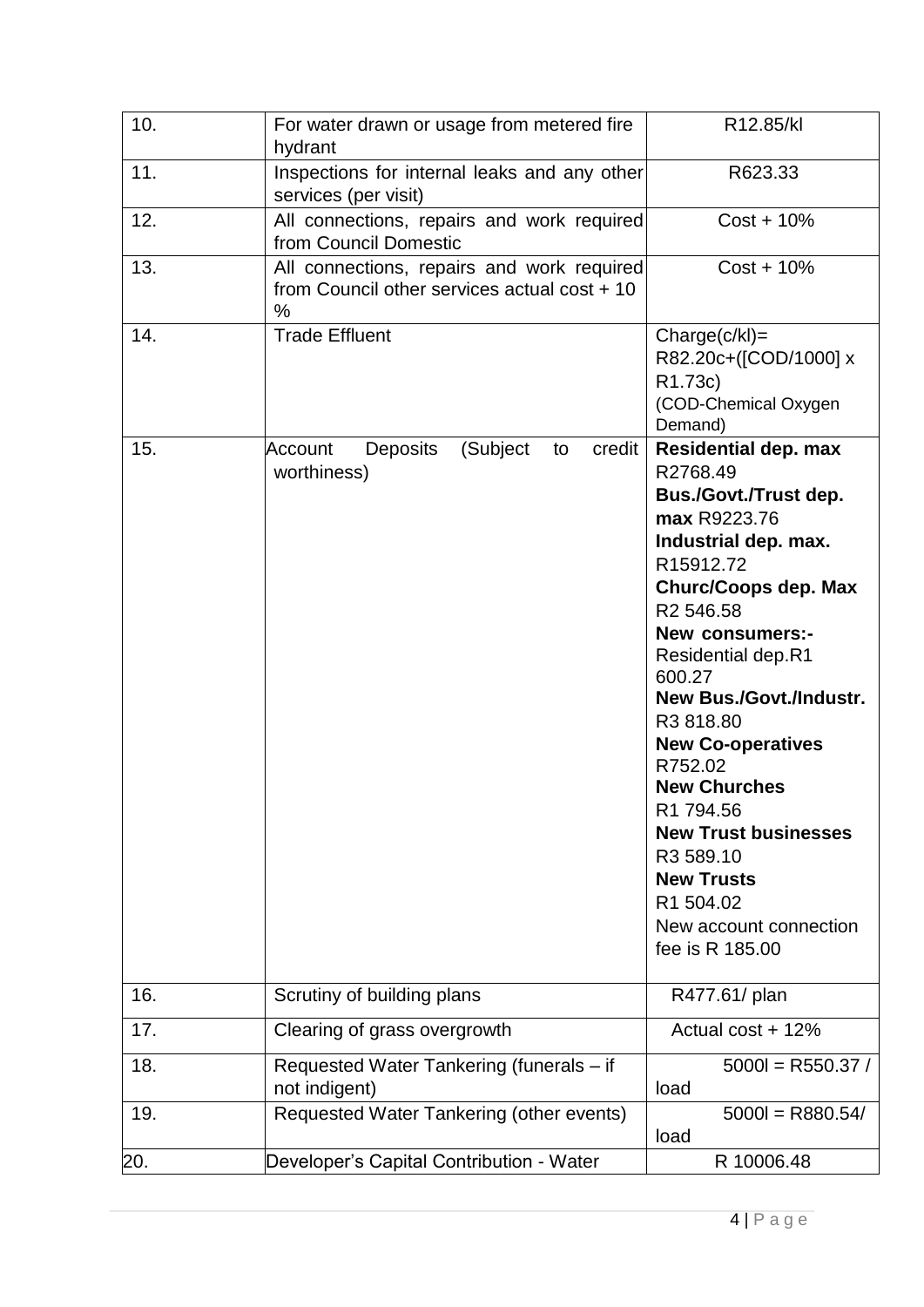| | | |
|---|---|---|
| 10. | For water drawn or usage from metered fire hydrant | R12.85/kl |
| 11. | Inspections for internal leaks and any other services (per visit) | R623.33 |
| 12. | All connections, repairs and work required from Council Domestic | Cost + 10% |
| 13. | All connections, repairs and work required from Council other services actual cost + 10 % | Cost + 10% |
| 14. | Trade Effluent | Charge(c/kl)= R82.20c+([COD/1000] x R1.73c) (COD-Chemical Oxygen Demand) |
| 15. | Account Deposits (Subject to credit worthiness) | **Residential dep. max** R2768.49 **Bus./Govt./Trust dep. max** R9223.76 **Industrial dep. max.** R15912.72 **Churc/Coops dep. Max** R2 546.58 **New consumers:-** Residential dep.R1 600.27 **New Bus./Govt./Industr.** R3 818.80 **New Co-operatives** R752.02 **New Churches** R1 794.56 **New Trust businesses** R3 589.10 **New Trusts** R1 504.02 New account connection fee is R 185.00 |
| 16. | Scrutiny of building plans | R477.61/ plan |
| 17. | Clearing of grass overgrowth | Actual cost + 12% |
| 18. | Requested Water Tankering (funerals – if not indigent) | 5000l = R550.37 / load |
| 19. | Requested Water Tankering (other events) | 5000l = R880.54/ load |
| 20. | Developer's Capital Contribution - Water | R 10006.48 |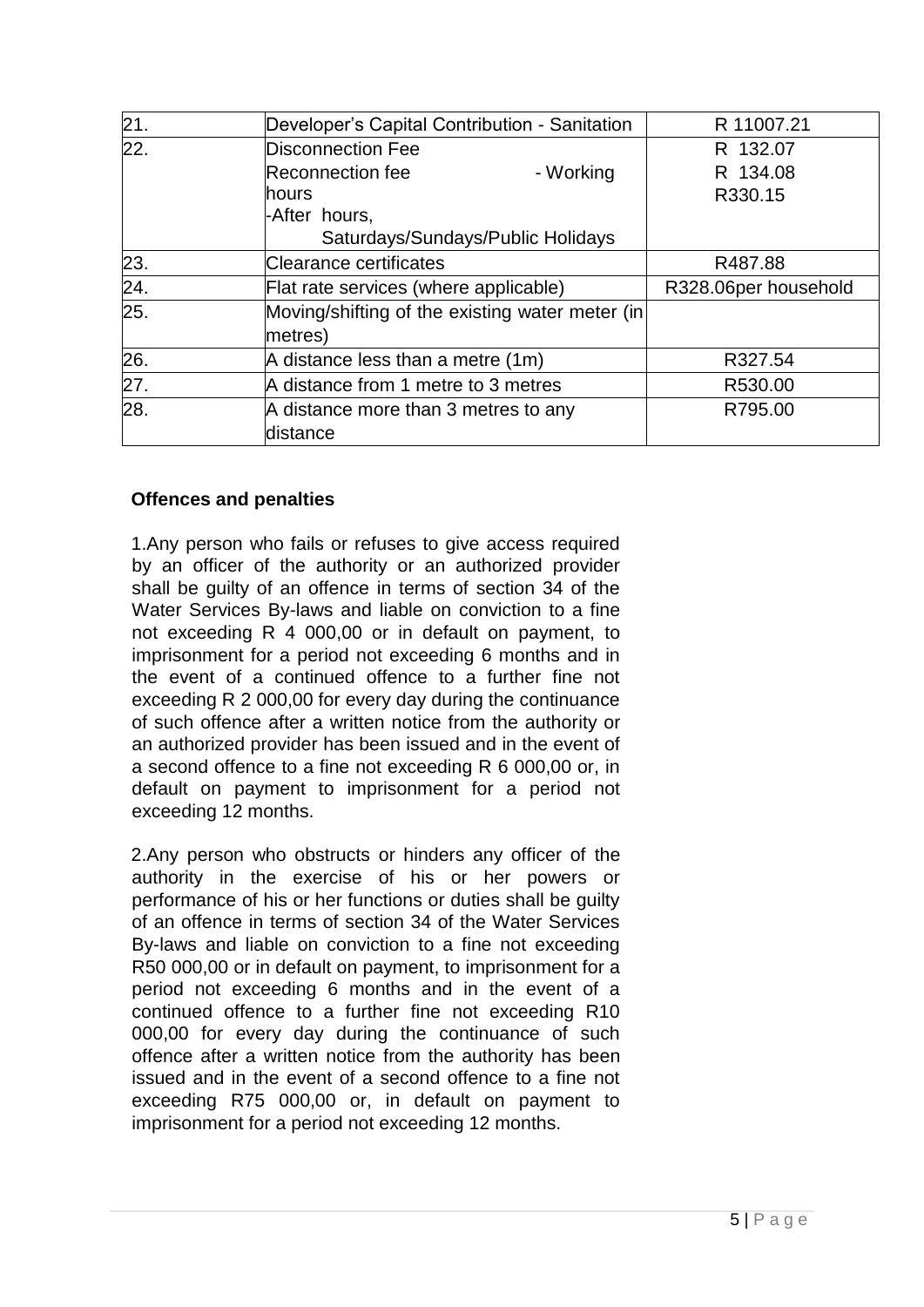| 21. | Developer's Capital Contribution - Sanitation | R 11007.21 |
|---|---|---|
| 22. | Disconnection Fee<br>Reconnection fee - Working hours<br>-After hours, Saturdays/Sundays/Public Holidays | R 132.07<br>R 134.08<br>R330.15 |
| 23. | Clearance certificates | R487.88 |
| 24. | Flat rate services (where applicable) | R328.06per household |
| 25. | Moving/shifting of the existing water meter (in metres) | |
| 26. | A distance less than a metre (1m) | R327.54 |
| 27. | A distance from 1 metre to 3 metres | R530.00 |
| 28. | A distance more than 3 metres to any distance | R795.00 |

**Offences and penalties**

1.Any person who fails or refuses to give access required by an officer of the authority or an authorized provider shall be guilty of an offence in terms of section 34 of the Water Services By-laws and liable on conviction to a fine not exceeding R 4 000,00 or in default on payment, to imprisonment for a period not exceeding 6 months and in the event of a continued offence to a further fine not exceeding R 2 000,00 for every day during the continuance of such offence after a written notice from the authority or an authorized provider has been issued and in the event of a second offence to a fine not exceeding R 6 000,00 or, in default on payment to imprisonment for a period not exceeding 12 months.

2.Any person who obstructs or hinders any officer of the authority in the exercise of his or her powers or performance of his or her functions or duties shall be guilty of an offence in terms of section 34 of the Water Services By-laws and liable on conviction to a fine not exceeding R50 000,00 or in default on payment, to imprisonment for a period not exceeding 6 months and in the event of a continued offence to a further fine not exceeding R10 000,00 for every day during the continuance of such offence after a written notice from the authority has been issued and in the event of a second offence to a fine not exceeding R75 000,00 or, in default on payment to imprisonment for a period not exceeding 12 months.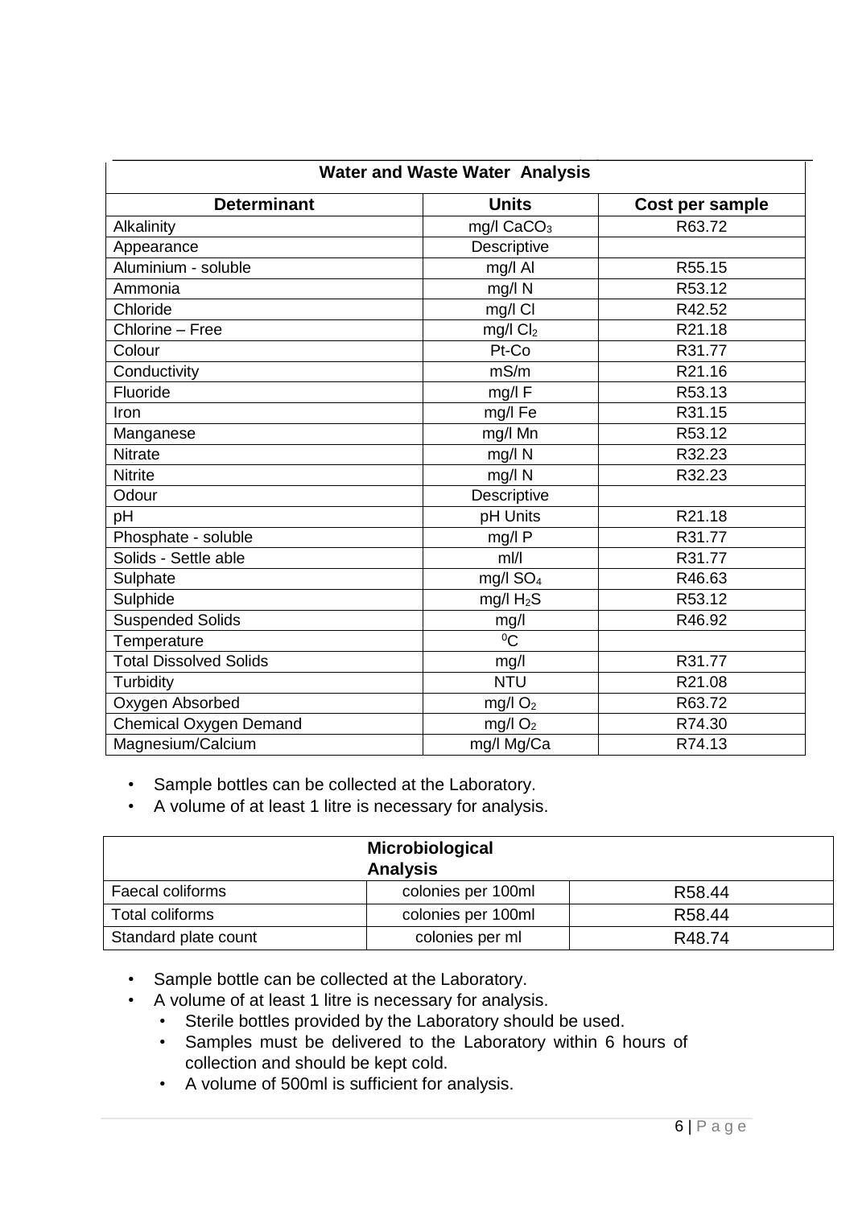| Water and Waste Water Analysis | | |
|---|---|---|
| **Determinant** | **Units** | **Cost per sample** |
| Alkalinity | mg/l $CaCO_3$ | R63.72 |
| Appearance | Descriptive | |
| Aluminium - soluble | mg/l Al | R55.15 |
| Ammonia | mg/l N | R53.12 |
| Chloride | mg/l Cl | R42.52 |
| Chlorine – Free | mg/l $Cl_2$ | R21.18 |
| Colour | Pt-Co | R31.77 |
| Conductivity | mS/m | R21.16 |
| Fluoride | mg/l F | R53.13 |
| Iron | mg/l Fe | R31.15 |
| Manganese | mg/l Mn | R53.12 |
| Nitrate | mg/l N | R32.23 |
| Nitrite | mg/l N | R32.23 |
| Odour | Descriptive | |
| pH | pH Units | R21.18 |
| Phosphate - soluble | mg/l P | R31.77 |
| Solids - Settle able | ml/l | R31.77 |
| Sulphate | mg/l $SO_4$ | R46.63 |
| Sulphide | mg/l $H_2S$ | R53.12 |
| Suspended Solids | mg/l | R46.92 |
| Temperature | $^0C$ | |
| Total Dissolved Solids | mg/l | R31.77 |
| Turbidity | NTU | R21.08 |
| Oxygen Absorbed | mg/l $O_2$ | R63.72 |
| Chemical Oxygen Demand | mg/l $O_2$ | R74.30 |
| Magnesium/Calcium | mg/l Mg/Ca | R74.13 |

- Sample bottles can be collected at the Laboratory.
- A volume of at least 1 litre is necessary for analysis.

| Microbiological Analysis | | |
|---|---|---|
| Faecal coliforms | colonies per 100ml | R58.44 |
| Total coliforms | colonies per 100ml | R58.44 |
| Standard plate count | colonies per ml | R48.74 |

- Sample bottle can be collected at the Laboratory.
- A volume of at least 1 litre is necessary for analysis.
  - Sterile bottles provided by the Laboratory should be used.
  - Samples must be delivered to the Laboratory within 6 hours of collection and should be kept cold.
  - A volume of 500ml is sufficient for analysis.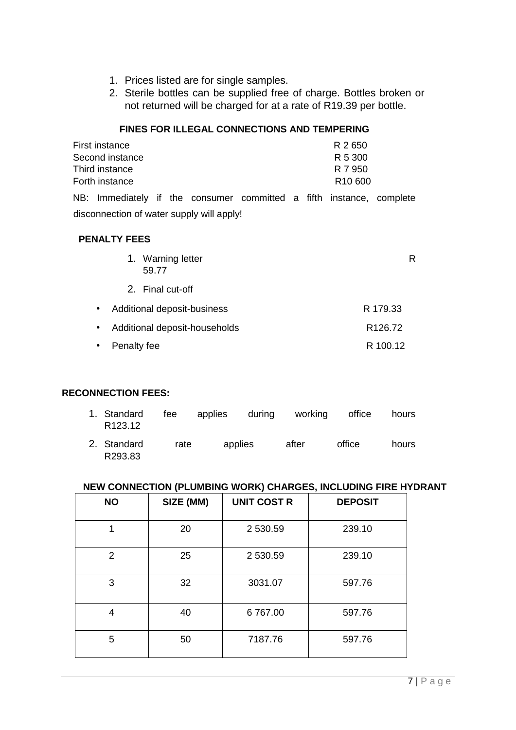1. Prices listed are for single samples.
2. Sterile bottles can be supplied free of charge. Bottles broken or not returned will be charged for at a rate of R19.39 per bottle.

### FINES FOR ILLEGAL CONNECTIONS AND TEMPERING

| | |
|---|---|
| First instance | R 2 650 |
| Second instance | R 5 300 |
| Third instance | R 7 950 |
| Forth instance | R10 600 |

NB: Immediately if the consumer committed a fifth instance, complete disconnection of water supply will apply!

### PENALTY FEES

1. Warning letter R 59.77
2. Final cut-off

- Additional deposit-business R 179.33
- Additional deposit-households R126.72
- Penalty fee R 100.12

### RECONNECTION FEES:

1. Standard fee applies during working office hours R123.12
2. Standard rate applies after office hours R293.83

### NEW CONNECTION (PLUMBING WORK) CHARGES, INCLUDING FIRE HYDRANT

| NO | SIZE (MM) | UNIT COST R | DEPOSIT |
|---|---|---|---|
| 1 | 20 | 2 530.59 | 239.10 |
| 2 | 25 | 2 530.59 | 239.10 |
| 3 | 32 | 3031.07 | 597.76 |
| 4 | 40 | 6 767.00 | 597.76 |
| 5 | 50 | 7187.76 | 597.76 |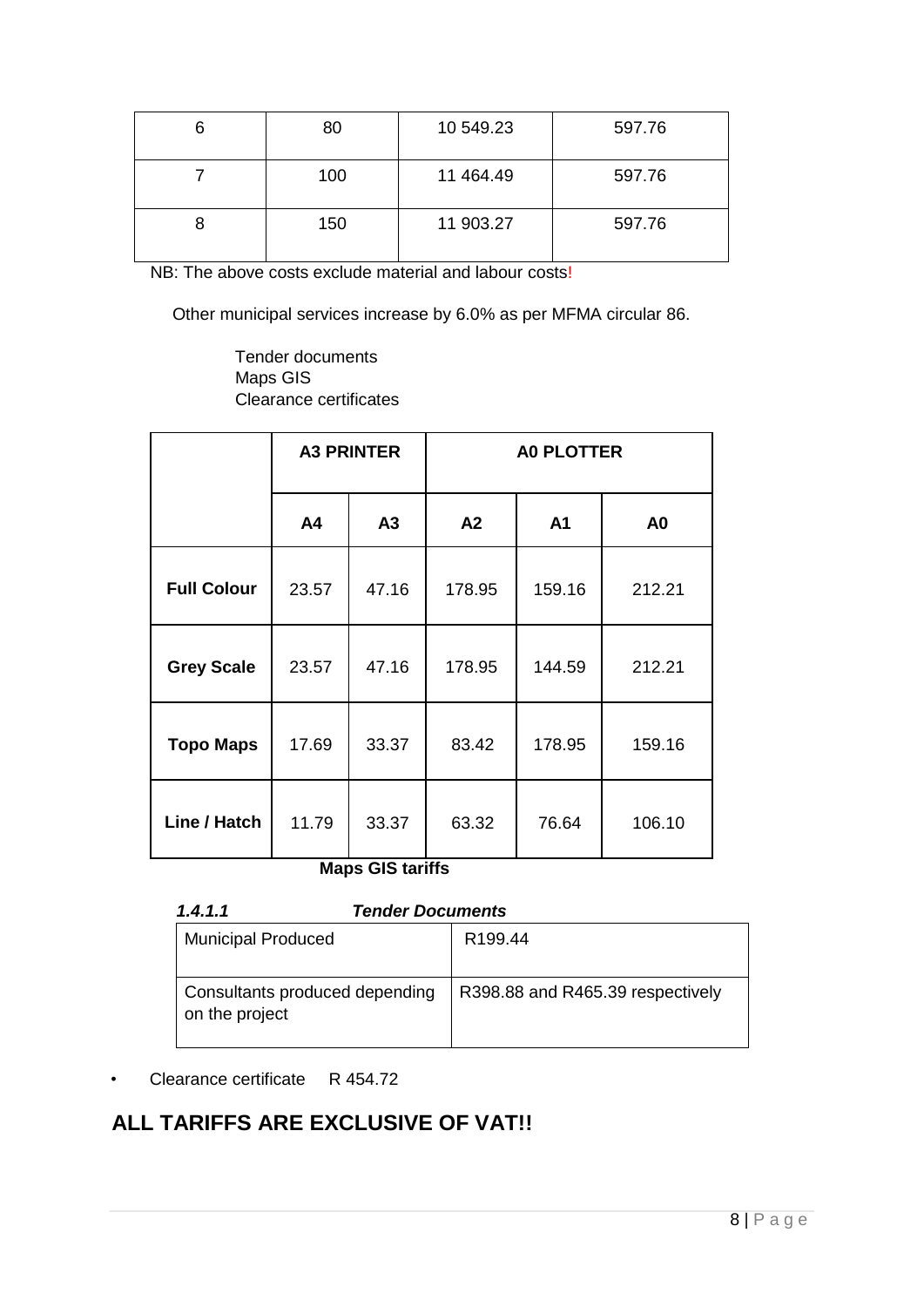| 6 | 80 | 10 549.23 | 597.76 |
|---|---|---|---|
| 7 | 100 | 11 464.49 | 597.76 |
| 8 | 150 | 11 903.27 | 597.76 |

NB: The above costs exclude material and labour costs!

Other municipal services increase by 6.0% as per MFMA circular 86.

Tender documents
Maps GIS
Clearance certificates

| | A3 PRINTER | | A0 PLOTTER | | |
|---|---|---|---|---|---|
| | **A4** | **A3** | **A2** | **A1** | **A0** |
| **Full Colour** | 23.57 | 47.16 | 178.95 | 159.16 | 212.21 |
| **Grey Scale** | 23.57 | 47.16 | 178.95 | 144.59 | 212.21 |
| **Topo Maps** | 17.69 | 33.37 | 83.42 | 178.95 | 159.16 |
| **Line / Hatch** | 11.79 | 33.37 | 63.32 | 76.64 | 106.10 |

**Maps GIS tariffs**

#### *1.4.1.1 Tender Documents*

| Municipal Produced | R199.44 |
|---|---|
| Consultants produced depending on the project | R398.88 and R465.39 respectively |

- Clearance certificate R 454.72

## ALL TARIFFS ARE EXCLUSIVE OF VAT!!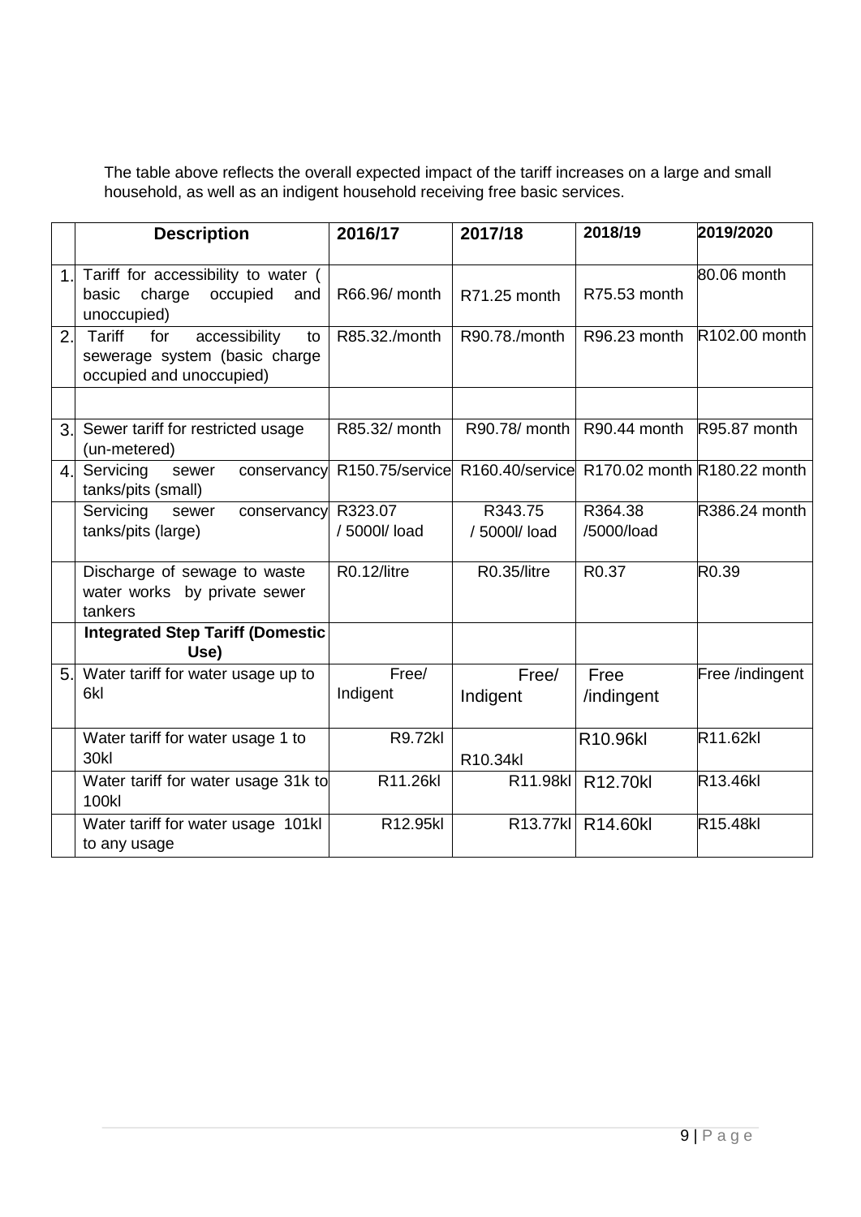The table above reflects the overall expected impact of the tariff increases on a large and small household, as well as an indigent household receiving free basic services.

| | Description | 2016/17 | 2017/18 | 2018/19 | 2019/2020 |
|---|---|---|---|---|---|
| 1. | Tariff for accessibility to water ( basic charge occupied and unoccupied) | R66.96/ month | R71.25 month | R75.53 month | 80.06 month |
| 2. | Tariff for accessibility to sewerage system (basic charge occupied and unoccupied) | R85.32./month | R90.78./month | R96.23 month | R102.00 month |
| | | | | | |
| 3. | Sewer tariff for restricted usage (un-metered) | R85.32/ month | R90.78/ month | R90.44 month | R95.87 month |
| 4. | Servicing sewer conservancy tanks/pits (small) | R150.75/service | R160.40/service | R170.02 month | R180.22 month |
| | Servicing sewer conservancy tanks/pits (large) | R323.07 / 5000l/ load | R343.75 / 5000l/ load | R364.38 /5000/load | R386.24 month |
| | Discharge of sewage to waste water works by private sewer tankers | R0.12/litre | R0.35/litre | R0.37 | R0.39 |
| | **Integrated Step Tariff (Domestic Use)** | | | | |
| 5. | Water tariff for water usage up to 6kl | Free/ Indigent | Free/ Indigent | Free /indingent | Free /indingent |
| | Water tariff for water usage 1 to 30kl | R9.72kl | R10.34kl | R10.96kl | R11.62kl |
| | Water tariff for water usage 31k to 100kl | R11.26kl | R11.98kl | R12.70kl | R13.46kl |
| | Water tariff for water usage 101kl to any usage | R12.95kl | R13.77kl | R14.60kl | R15.48kl |